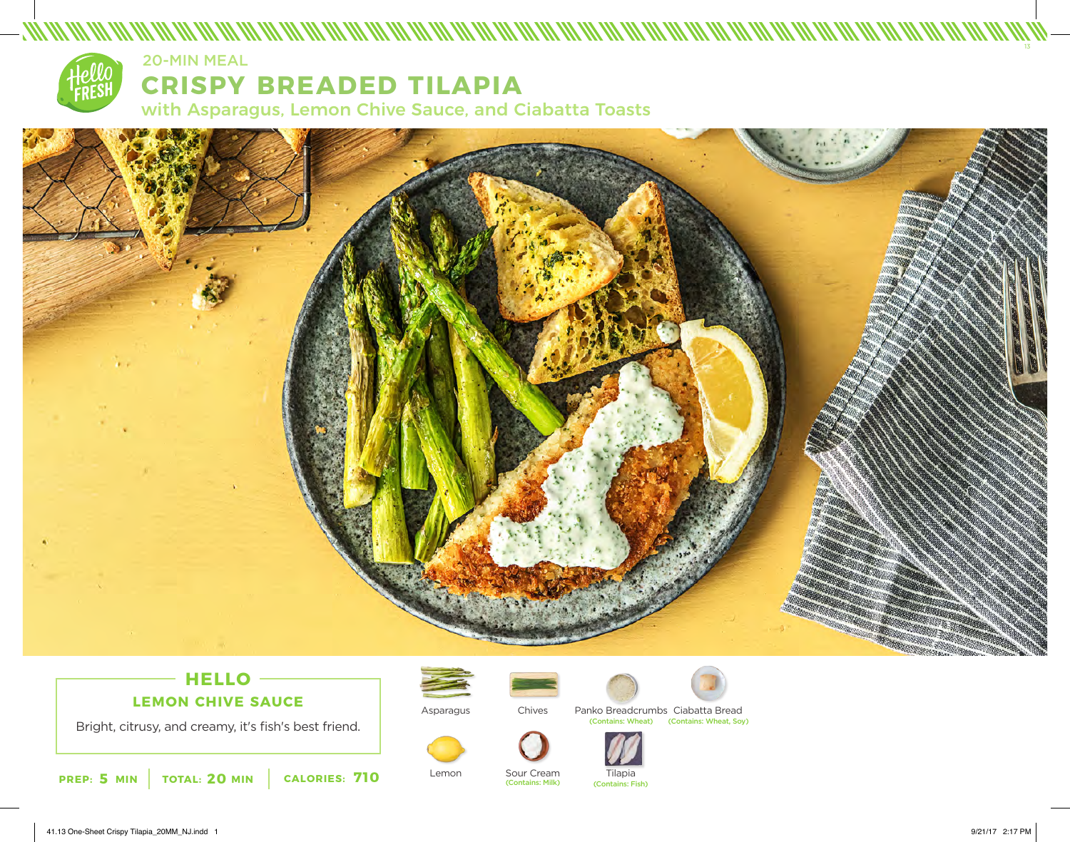20-MIN MEAL

# CRISPY BREADED TILAPIA

with Asparagus, Lemon Chive Sauce, and Ciabatta Toasts

## HELLO

### LEMON CHIVE SAUCE

Bright, citrusy, and creamy, it's fish's best friend.

**PREP: 5 MIN** | **TOTAL: 20 MIN** | **CALORIES: 710**

- Asparagus
- Chives
- Panko Breadcrumbs (Contains: Wheat)
- Ciabatta Bread (Contains: Wheat, Soy)
- Lemon
- Sour Cream (Contains: Milk)
- Tilapia (Contains: Fish)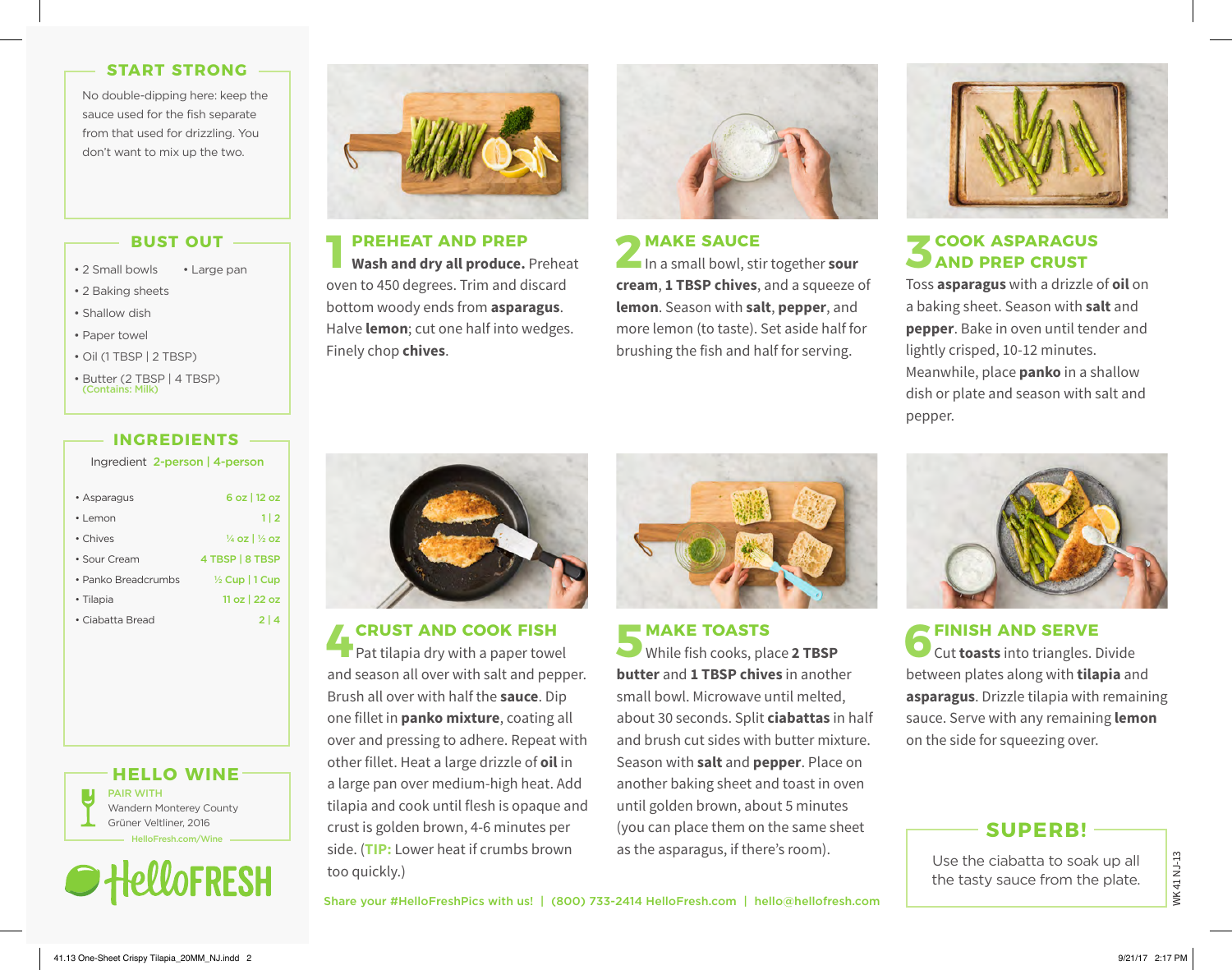## START STRONG

No double-dipping here: keep the sauce used for the fish separate from that used for drizzling. You don't want to mix up the two.

## BUST OUT

- 2 Small bowls
- Large pan
- 2 Baking sheets
- Shallow dish
- Paper towel
- Oil (1 TBSP | 2 TBSP)
- Butter (2 TBSP | 4 TBSP)
  (Contains: Milk)

## INGREDIENTS

| Ingredient | 2-person \| 4-person |
|---|---|
| Asparagus | 6 oz \| 12 oz |
| Lemon | 1 \| 2 |
| Chives | ¼ oz \| ½ oz |
| Sour Cream | 4 TBSP \| 8 TBSP |
| Panko Breadcrumbs | ½ Cup \| 1 Cup |
| Tilapia | 11 oz \| 22 oz |
| Ciabatta Bread | 2 \| 4 |

## HELLO WINE

PAIR WITH
Wandern Monterey County Grüner Veltliner, 2016

HelloFresh.com/Wine

HelloFRESH

## 1 PREHEAT AND PREP

**Wash and dry all produce.** Preheat oven to 450 degrees. Trim and discard bottom woody ends from **asparagus**. Halve **lemon**; cut one half into wedges. Finely chop **chives**.

## 2 MAKE SAUCE

In a small bowl, stir together **sour cream**, **1 TBSP chives**, and a squeeze of **lemon**. Season with **salt**, **pepper**, and more lemon (to taste). Set aside half for brushing the fish and half for serving.

## 3 COOK ASPARAGUS AND PREP CRUST

Toss **asparagus** with a drizzle of **oil** on a baking sheet. Season with **salt** and **pepper**. Bake in oven until tender and lightly crisped, 10-12 minutes. Meanwhile, place **panko** in a shallow dish or plate and season with salt and pepper.

## 4 CRUST AND COOK FISH

Pat tilapia dry with a paper towel and season all over with salt and pepper. Brush all over with half the **sauce**. Dip one fillet in **panko mixture**, coating all over and pressing to adhere. Repeat with other fillet. Heat a large drizzle of **oil** in a large pan over medium-high heat. Add tilapia and cook until flesh is opaque and crust is golden brown, 4-6 minutes per side. (**TIP:** Lower heat if crumbs brown too quickly.)

## 5 MAKE TOASTS

While fish cooks, place **2 TBSP butter** and **1 TBSP chives** in another small bowl. Microwave until melted, about 30 seconds. Split **ciabattas** in half and brush cut sides with butter mixture. Season with **salt** and **pepper**. Place on another baking sheet and toast in oven until golden brown, about 5 minutes (you can place them on the same sheet as the asparagus, if there's room).

## 6 FINISH AND SERVE

Cut **toasts** into triangles. Divide between plates along with **tilapia** and **asparagus**. Drizzle tilapia with remaining sauce. Serve with any remaining **lemon** on the side for squeezing over.

## SUPERB!

Use the ciabatta to soak up all the tasty sauce from the plate.

Share your #HelloFreshPics with us! | (800) 733-2414 HelloFresh.com | hello@hellofresh.com

WK 41 NJ-13